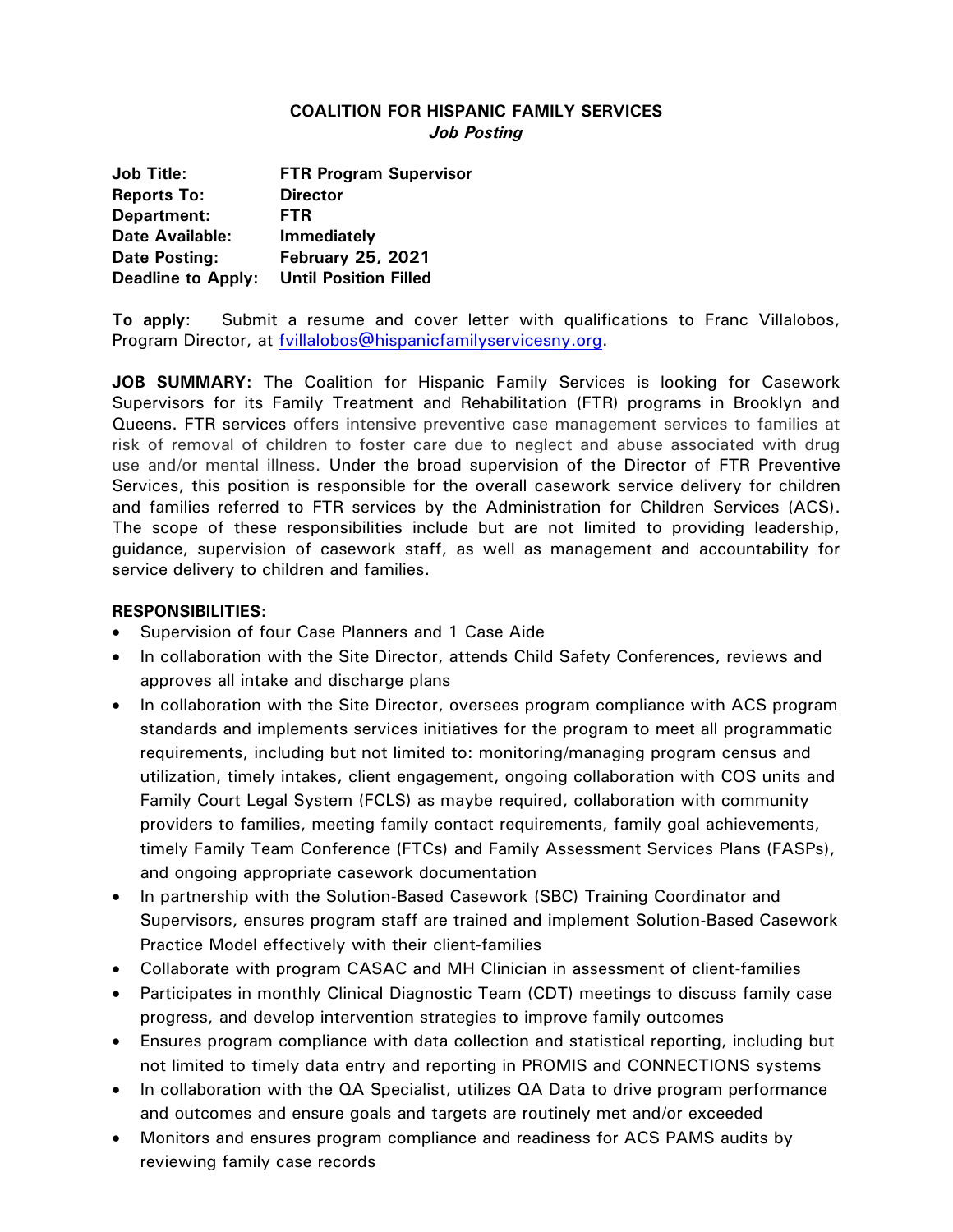**COALITION FOR HISPANIC FAMILY SERVICES**
***Job Posting***

**Job Title:** **FTR Program Supervisor**
**Reports To:** **Director**
**Department:** **FTR**
**Date Available:** **Immediately**
**Date Posting:** **February 25, 2021**
**Deadline to Apply:** **Until Position Filled**

**To apply**: Submit a resume and cover letter with qualifications to Franc Villalobos, Program Director, at fvillalobos@hispanicfamilyservicesny.org.

**JOB SUMMARY:** The Coalition for Hispanic Family Services is looking for Casework Supervisors for its Family Treatment and Rehabilitation (FTR) programs in Brooklyn and Queens. FTR services offers intensive preventive case management services to families at risk of removal of children to foster care due to neglect and abuse associated with drug use and/or mental illness. Under the broad supervision of the Director of FTR Preventive Services, this position is responsible for the overall casework service delivery for children and families referred to FTR services by the Administration for Children Services (ACS). The scope of these responsibilities include but are not limited to providing leadership, guidance, supervision of casework staff, as well as management and accountability for service delivery to children and families.

**RESPONSIBILITIES:**

- Supervision of four Case Planners and 1 Case Aide
- In collaboration with the Site Director, attends Child Safety Conferences, reviews and approves all intake and discharge plans
- In collaboration with the Site Director, oversees program compliance with ACS program standards and implements services initiatives for the program to meet all programmatic requirements, including but not limited to: monitoring/managing program census and utilization, timely intakes, client engagement, ongoing collaboration with COS units and Family Court Legal System (FCLS) as maybe required, collaboration with community providers to families, meeting family contact requirements, family goal achievements, timely Family Team Conference (FTCs) and Family Assessment Services Plans (FASPs), and ongoing appropriate casework documentation
- In partnership with the Solution-Based Casework (SBC) Training Coordinator and Supervisors, ensures program staff are trained and implement Solution-Based Casework Practice Model effectively with their client-families
- Collaborate with program CASAC and MH Clinician in assessment of client-families
- Participates in monthly Clinical Diagnostic Team (CDT) meetings to discuss family case progress, and develop intervention strategies to improve family outcomes
- Ensures program compliance with data collection and statistical reporting, including but not limited to timely data entry and reporting in PROMIS and CONNECTIONS systems
- In collaboration with the QA Specialist, utilizes QA Data to drive program performance and outcomes and ensure goals and targets are routinely met and/or exceeded
- Monitors and ensures program compliance and readiness for ACS PAMS audits by reviewing family case records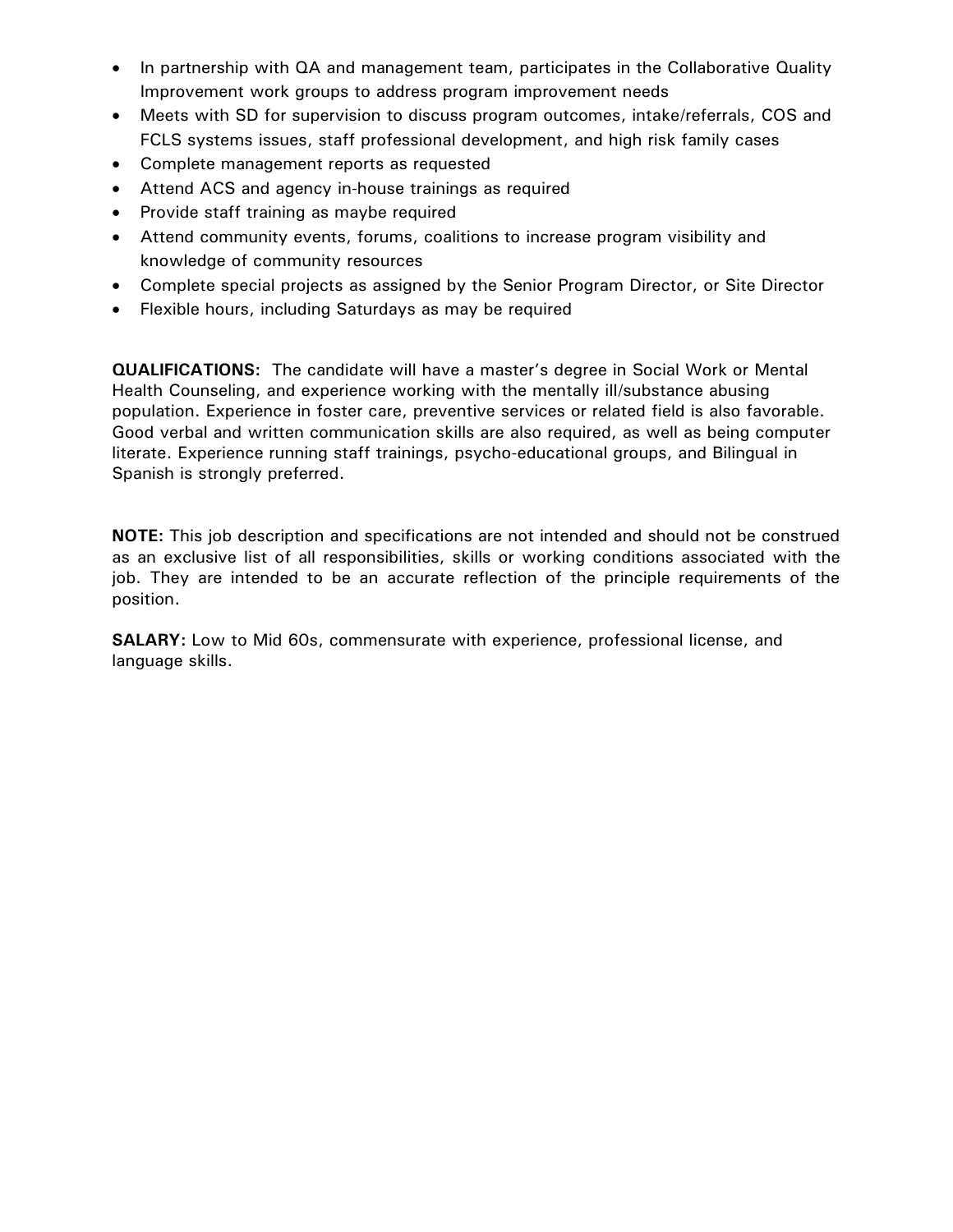- In partnership with QA and management team, participates in the Collaborative Quality Improvement work groups to address program improvement needs
- Meets with SD for supervision to discuss program outcomes, intake/referrals, COS and FCLS systems issues, staff professional development, and high risk family cases
- Complete management reports as requested
- Attend ACS and agency in-house trainings as required
- Provide staff training as maybe required
- Attend community events, forums, coalitions to increase program visibility and knowledge of community resources
- Complete special projects as assigned by the Senior Program Director, or Site Director
- Flexible hours, including Saturdays as may be required

**QUALIFICATIONS:** The candidate will have a master's degree in Social Work or Mental Health Counseling, and experience working with the mentally ill/substance abusing population. Experience in foster care, preventive services or related field is also favorable. Good verbal and written communication skills are also required, as well as being computer literate. Experience running staff trainings, psycho-educational groups, and Bilingual in Spanish is strongly preferred.

**NOTE:** This job description and specifications are not intended and should not be construed as an exclusive list of all responsibilities, skills or working conditions associated with the job. They are intended to be an accurate reflection of the principle requirements of the position.

**SALARY:** Low to Mid 60s, commensurate with experience, professional license, and language skills.